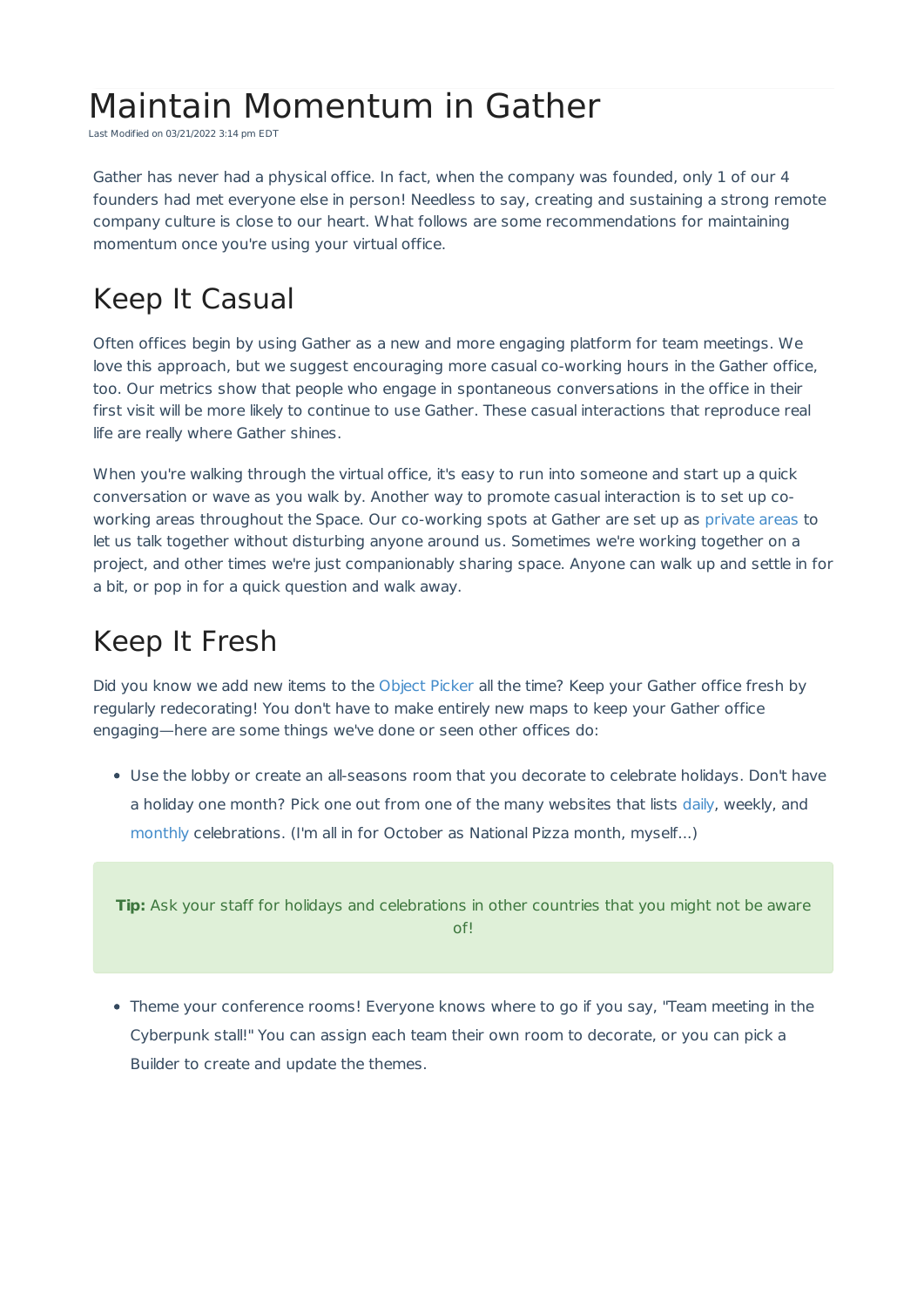# Maintain Momentum in Gather

Last Modified on 03/21/2022 3:14 pm EDT

Gather has never had a physical office. In fact, when the company was founded, only 1 of our 4 founders had met everyone else in person! Needless to say, creating and sustaining a strong remote company culture is close to our heart. What follows are some recommendations for maintaining momentum once you're using your virtual office.

## Keep It Casual

Often offices begin by using Gather as a new and more engaging platform for team meetings. We love this approach, but we suggest encouraging more casual co-working hours in the Gather office, too. Our metrics show that people who engage in spontaneous conversations in the office in their first visit will be more likely to continue to use Gather. These casual interactions that reproduce real life are really where Gather shines.

When you're walking through the virtual office, it's easy to run into someone and start up a quick conversation or wave as you walk by. Another way to promote casual interaction is to set up co-working areas throughout the Space. Our co-working spots at Gather are set up as private areas to let us talk together without disturbing anyone around us. Sometimes we're working together on a project, and other times we're just companionably sharing space. Anyone can walk up and settle in for a bit, or pop in for a quick question and walk away.

## Keep It Fresh

Did you know we add new items to the Object Picker all the time? Keep your Gather office fresh by regularly redecorating! You don't have to make entirely new maps to keep your Gather office engaging—here are some things we've done or seen other offices do:

- Use the lobby or create an all-seasons room that you decorate to celebrate holidays. Don't have a holiday one month? Pick one out from one of the many websites that lists daily, weekly, and monthly celebrations. (I'm all in for October as National Pizza month, myself...)

> **Tip:** Ask your staff for holidays and celebrations in other countries that you might not be aware of!

- Theme your conference rooms! Everyone knows where to go if you say, "Team meeting in the Cyberpunk stall!" You can assign each team their own room to decorate, or you can pick a Builder to create and update the themes.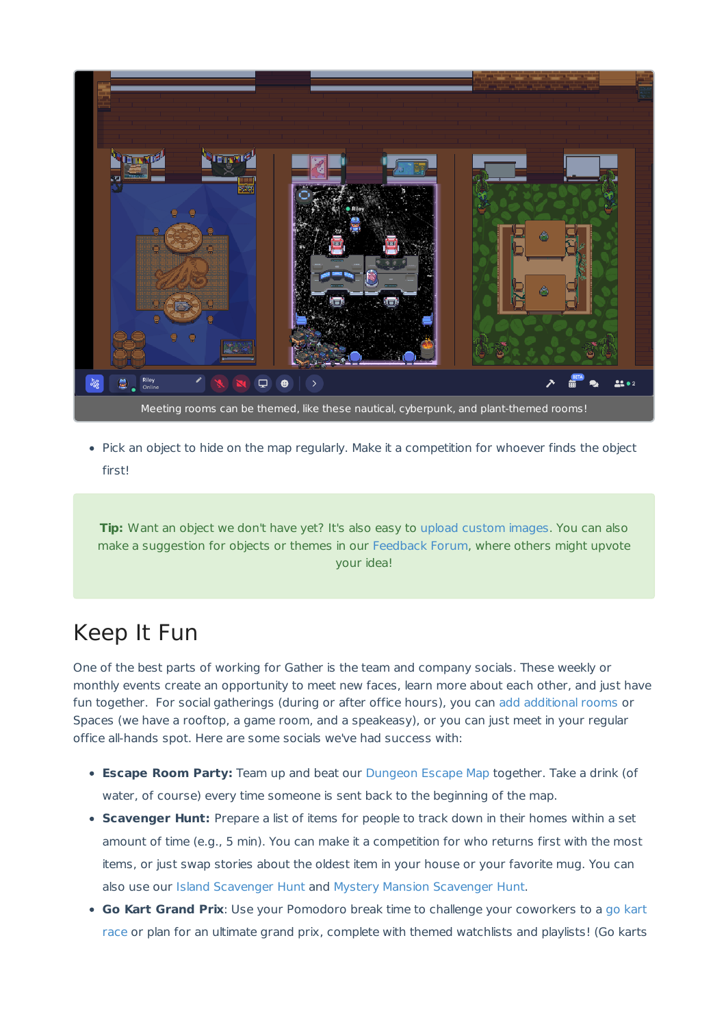Meeting rooms can be themed, like these nautical, cyberpunk, and plant-themed rooms!

- Pick an object to hide on the map regularly. Make it a competition for whoever finds the object first!

**Tip:** Want an object we don't have yet? It's also easy to upload custom images. You can also make a suggestion for objects or themes in our Feedback Forum, where others might upvote your idea!

# Keep It Fun

One of the best parts of working for Gather is the team and company socials. These weekly or monthly events create an opportunity to meet new faces, learn more about each other, and just have fun together. For social gatherings (during or after office hours), you can add additional rooms or Spaces (we have a rooftop, a game room, and a speakeasy), or you can just meet in your regular office all-hands spot. Here are some socials we've had success with:

- **Escape Room Party:** Team up and beat our Dungeon Escape Map together. Take a drink (of water, of course) every time someone is sent back to the beginning of the map.
- **Scavenger Hunt:** Prepare a list of items for people to track down in their homes within a set amount of time (e.g., 5 min). You can make it a competition for who returns first with the most items, or just swap stories about the oldest item in your house or your favorite mug. You can also use our Island Scavenger Hunt and Mystery Mansion Scavenger Hunt.
- **Go Kart Grand Prix**: Use your Pomodoro break time to challenge your coworkers to a go kart race or plan for an ultimate grand prix, complete with themed watchlists and playlists! (Go karts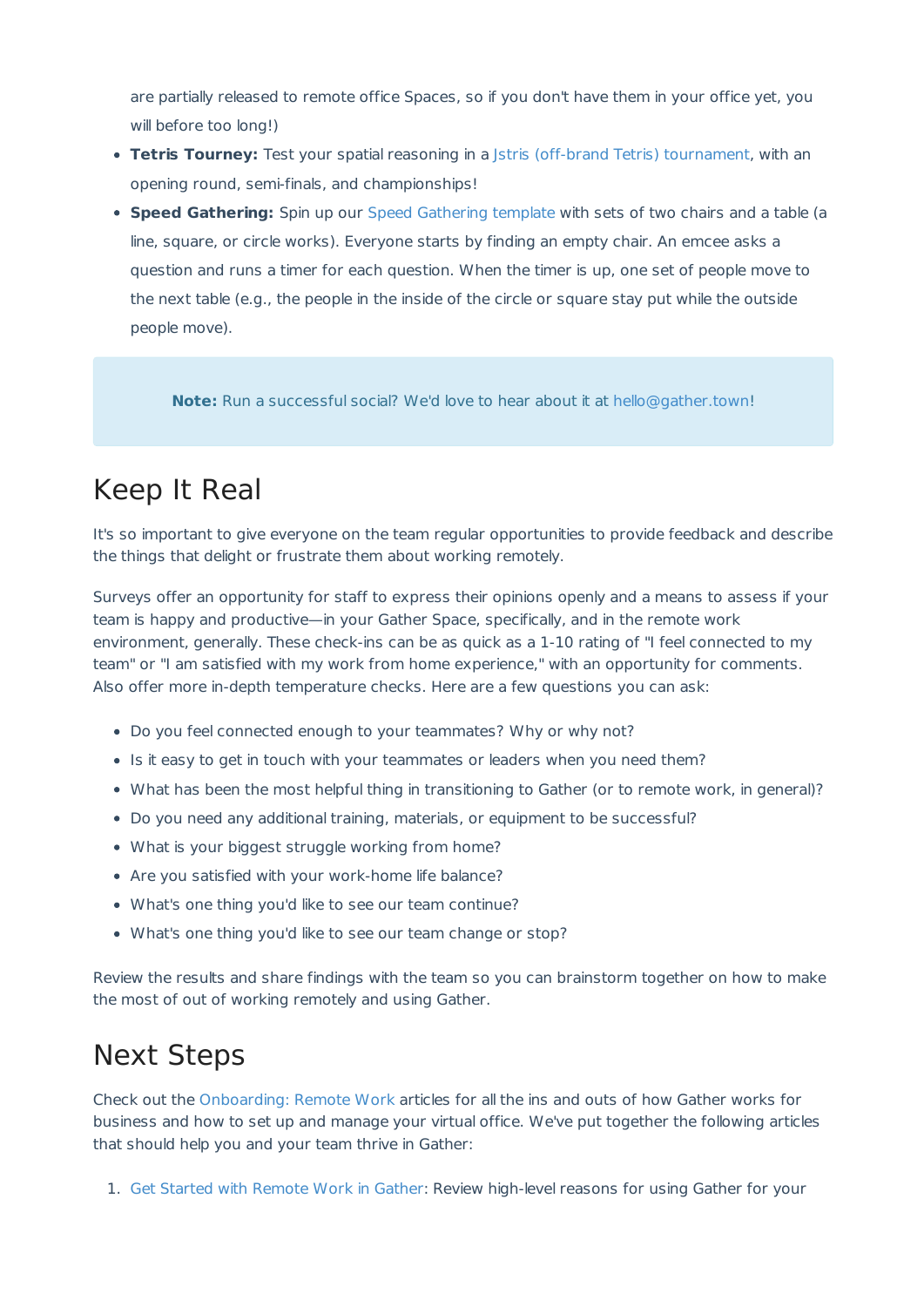are partially released to remote office Spaces, so if you don't have them in your office yet, you will before too long!)

- **Tetris Tourney:** Test your spatial reasoning in a Jstris (off-brand Tetris) tournament, with an opening round, semi-finals, and championships!
- **Speed Gathering:** Spin up our Speed Gathering template with sets of two chairs and a table (a line, square, or circle works). Everyone starts by finding an empty chair. An emcee asks a question and runs a timer for each question. When the timer is up, one set of people move to the next table (e.g., the people in the inside of the circle or square stay put while the outside people move).

> **Note:** Run a successful social? We'd love to hear about it at hello@gather.town!

## Keep It Real

It's so important to give everyone on the team regular opportunities to provide feedback and describe the things that delight or frustrate them about working remotely.

Surveys offer an opportunity for staff to express their opinions openly and a means to assess if your team is happy and productive—in your Gather Space, specifically, and in the remote work environment, generally. These check-ins can be as quick as a 1-10 rating of "I feel connected to my team" or "I am satisfied with my work from home experience," with an opportunity for comments. Also offer more in-depth temperature checks. Here are a few questions you can ask:

- Do you feel connected enough to your teammates? Why or why not?
- Is it easy to get in touch with your teammates or leaders when you need them?
- What has been the most helpful thing in transitioning to Gather (or to remote work, in general)?
- Do you need any additional training, materials, or equipment to be successful?
- What is your biggest struggle working from home?
- Are you satisfied with your work-home life balance?
- What's one thing you'd like to see our team continue?
- What's one thing you'd like to see our team change or stop?

Review the results and share findings with the team so you can brainstorm together on how to make the most of out of working remotely and using Gather.

## Next Steps

Check out the Onboarding: Remote Work articles for all the ins and outs of how Gather works for business and how to set up and manage your virtual office. We've put together the following articles that should help you and your team thrive in Gather:

1. Get Started with Remote Work in Gather: Review high-level reasons for using Gather for your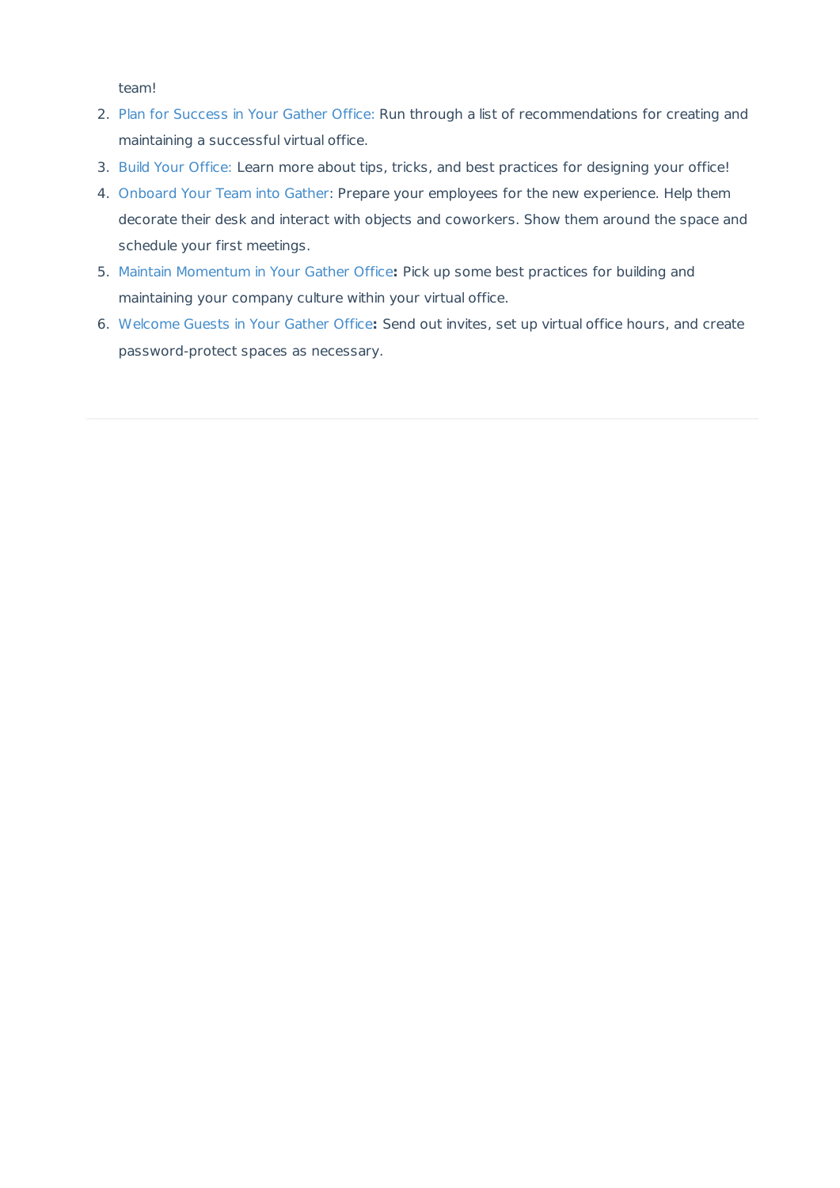team!

2. Plan for Success in Your Gather Office: Run through a list of recommendations for creating and maintaining a successful virtual office.
3. Build Your Office: Learn more about tips, tricks, and best practices for designing your office!
4. Onboard Your Team into Gather: Prepare your employees for the new experience. Help them decorate their desk and interact with objects and coworkers. Show them around the space and schedule your first meetings.
5. Maintain Momentum in Your Gather Office**:** Pick up some best practices for building and maintaining your company culture within your virtual office.
6. Welcome Guests in Your Gather Office**:** Send out invites, set up virtual office hours, and create password-protect spaces as necessary.

---